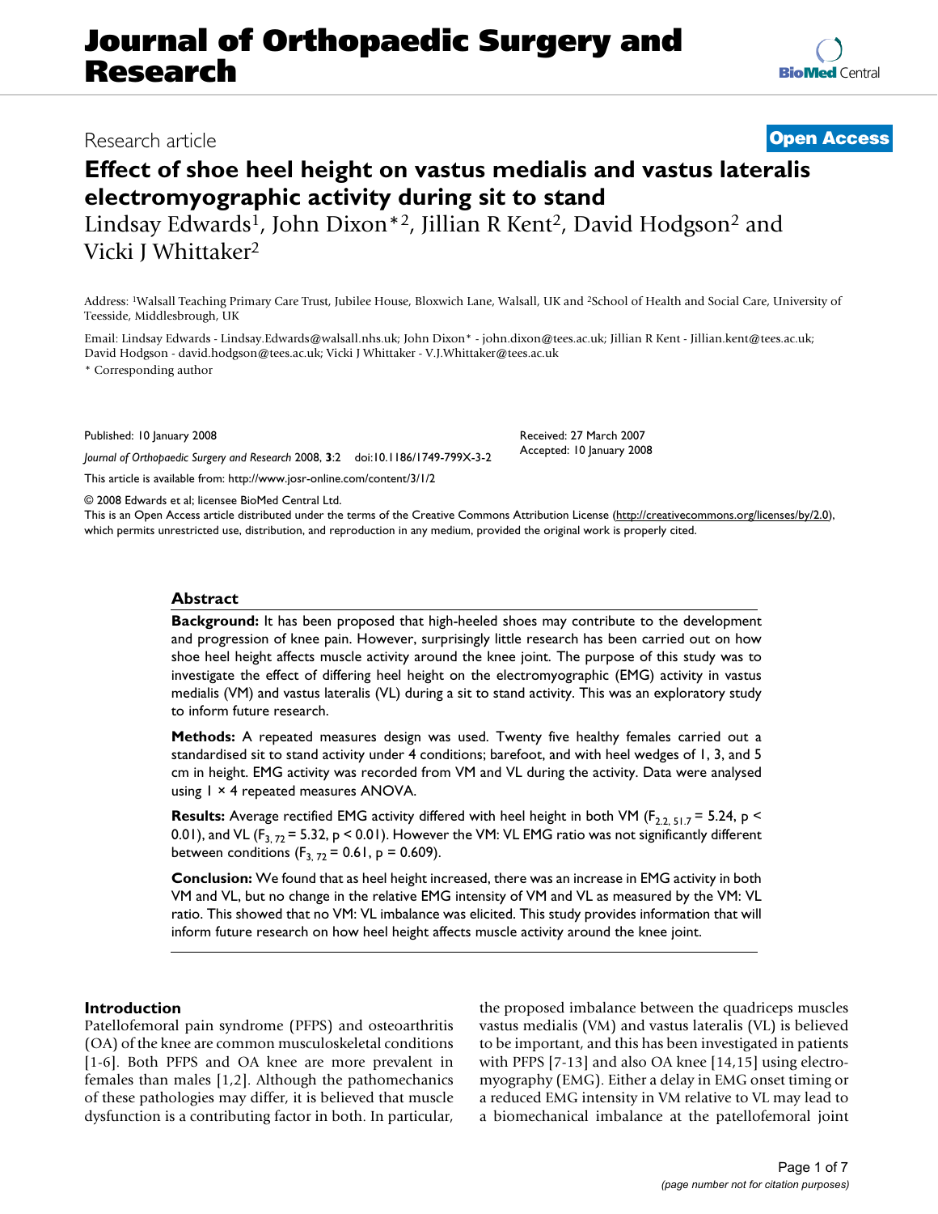# Journal of Orthopaedic Surgery and Research

Research article

**Open Access**

## Effect of shoe heel height on vastus medialis and vastus lateralis electromyographic activity during sit to stand

Lindsay Edwards[1], John Dixon*[2], Jillian R Kent[2], David Hodgson[2] and Vicki J Whittaker[2]

Address: [1]Walsall Teaching Primary Care Trust, Jubilee House, Bloxwich Lane, Walsall, UK and [2]School of Health and Social Care, University of Teesside, Middlesbrough, UK

Email: Lindsay Edwards - Lindsay.Edwards@walsall.nhs.uk; John Dixon* - john.dixon@tees.ac.uk; Jillian R Kent - Jillian.kent@tees.ac.uk; David Hodgson - david.hodgson@tees.ac.uk; Vicki J Whittaker - V.J.Whittaker@tees.ac.uk

* Corresponding author

Published: 10 January 2008

*Journal of Orthopaedic Surgery and Research* 2008, **3**:2 doi:10.1186/1749-799X-3-2

Received: 27 March 2007
Accepted: 10 January 2008

This article is available from: http://www.josr-online.com/content/3/1/2

© 2008 Edwards et al; licensee BioMed Central Ltd.

This is an Open Access article distributed under the terms of the Creative Commons Attribution License (http://creativecommons.org/licenses/by/2.0), which permits unrestricted use, distribution, and reproduction in any medium, provided the original work is properly cited.

### Abstract

**Background:** It has been proposed that high-heeled shoes may contribute to the development and progression of knee pain. However, surprisingly little research has been carried out on how shoe heel height affects muscle activity around the knee joint. The purpose of this study was to investigate the effect of differing heel height on the electromyographic (EMG) activity in vastus medialis (VM) and vastus lateralis (VL) during a sit to stand activity. This was an exploratory study to inform future research.

**Methods:** A repeated measures design was used. Twenty five healthy females carried out a standardised sit to stand activity under 4 conditions; barefoot, and with heel wedges of 1, 3, and 5 cm in height. EMG activity was recorded from VM and VL during the activity. Data were analysed using 1 × 4 repeated measures ANOVA.

**Results:** Average rectified EMG activity differed with heel height in both VM ($F_{2.2, 51.7} = 5.24$, $p < 0.01$), and VL ($F_{3, 72} = 5.32$, $p < 0.01$). However the VM: VL EMG ratio was not significantly different between conditions ($F_{3, 72} = 0.61$, $p = 0.609$).

**Conclusion:** We found that as heel height increased, there was an increase in EMG activity in both VM and VL, but no change in the relative EMG intensity of VM and VL as measured by the VM: VL ratio. This showed that no VM: VL imbalance was elicited. This study provides information that will inform future research on how heel height affects muscle activity around the knee joint.

### Introduction

Patellofemoral pain syndrome (PFPS) and osteoarthritis (OA) of the knee are common musculoskeletal conditions [1-6]. Both PFPS and OA knee are more prevalent in females than males [1,2]. Although the pathomechanics of these pathologies may differ, it is believed that muscle dysfunction is a contributing factor in both. In particular, the proposed imbalance between the quadriceps muscles vastus medialis (VM) and vastus lateralis (VL) is believed to be important, and this has been investigated in patients with PFPS [7-13] and also OA knee [14,15] using electromyography (EMG). Either a delay in EMG onset timing or a reduced EMG intensity in VM relative to VL may lead to a biomechanical imbalance at the patellofemoral joint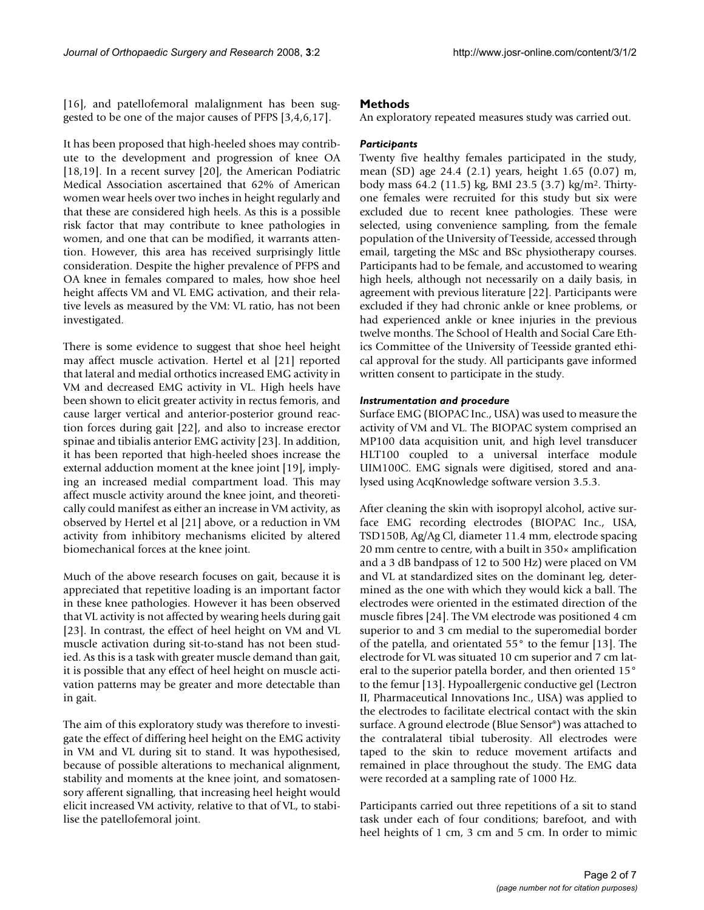[16], and patellofemoral malalignment has been suggested to be one of the major causes of PFPS [3,4,6,17].

It has been proposed that high-heeled shoes may contribute to the development and progression of knee OA [18,19]. In a recent survey [20], the American Podiatric Medical Association ascertained that 62% of American women wear heels over two inches in height regularly and that these are considered high heels. As this is a possible risk factor that may contribute to knee pathologies in women, and one that can be modified, it warrants attention. However, this area has received surprisingly little consideration. Despite the higher prevalence of PFPS and OA knee in females compared to males, how shoe heel height affects VM and VL EMG activation, and their relative levels as measured by the VM: VL ratio, has not been investigated.

There is some evidence to suggest that shoe heel height may affect muscle activation. Hertel et al [21] reported that lateral and medial orthotics increased EMG activity in VM and decreased EMG activity in VL. High heels have been shown to elicit greater activity in rectus femoris, and cause larger vertical and anterior-posterior ground reaction forces during gait [22], and also to increase erector spinae and tibialis anterior EMG activity [23]. In addition, it has been reported that high-heeled shoes increase the external adduction moment at the knee joint [19], implying an increased medial compartment load. This may affect muscle activity around the knee joint, and theoretically could manifest as either an increase in VM activity, as observed by Hertel et al [21] above, or a reduction in VM activity from inhibitory mechanisms elicited by altered biomechanical forces at the knee joint.

Much of the above research focuses on gait, because it is appreciated that repetitive loading is an important factor in these knee pathologies. However it has been observed that VL activity is not affected by wearing heels during gait [23]. In contrast, the effect of heel height on VM and VL muscle activation during sit-to-stand has not been studied. As this is a task with greater muscle demand than gait, it is possible that any effect of heel height on muscle activation patterns may be greater and more detectable than in gait.

The aim of this exploratory study was therefore to investigate the effect of differing heel height on the EMG activity in VM and VL during sit to stand. It was hypothesised, because of possible alterations to mechanical alignment, stability and moments at the knee joint, and somatosensory afferent signalling, that increasing heel height would elicit increased VM activity, relative to that of VL, to stabilise the patellofemoral joint.

## Methods

An exploratory repeated measures study was carried out.

### *Participants*

Twenty five healthy females participated in the study, mean (SD) age 24.4 (2.1) years, height 1.65 (0.07) m, body mass 64.2 (11.5) kg, BMI 23.5 (3.7) kg/m$^2$. Thirty-one females were recruited for this study but six were excluded due to recent knee pathologies. These were selected, using convenience sampling, from the female population of the University of Teesside, accessed through email, targeting the MSc and BSc physiotherapy courses. Participants had to be female, and accustomed to wearing high heels, although not necessarily on a daily basis, in agreement with previous literature [22]. Participants were excluded if they had chronic ankle or knee problems, or had experienced ankle or knee injuries in the previous twelve months. The School of Health and Social Care Ethics Committee of the University of Teesside granted ethical approval for the study. All participants gave informed written consent to participate in the study.

### *Instrumentation and procedure*

Surface EMG (BIOPAC Inc., USA) was used to measure the activity of VM and VL. The BIOPAC system comprised an MP100 data acquisition unit, and high level transducer HLT100 coupled to a universal interface module UIM100C. EMG signals were digitised, stored and analysed using AcqKnowledge software version 3.5.3.

After cleaning the skin with isopropyl alcohol, active surface EMG recording electrodes (BIOPAC Inc., USA, TSD150B, Ag/Ag Cl, diameter 11.4 mm, electrode spacing 20 mm centre to centre, with a built in 350× amplification and a 3 dB bandpass of 12 to 500 Hz) were placed on VM and VL at standardized sites on the dominant leg, determined as the one with which they would kick a ball. The electrodes were oriented in the estimated direction of the muscle fibres [24]. The VM electrode was positioned 4 cm superior to and 3 cm medial to the superomedial border of the patella, and orientated 55° to the femur [13]. The electrode for VL was situated 10 cm superior and 7 cm lateral to the superior patella border, and then oriented 15° to the femur [13]. Hypoallergenic conductive gel (Lectron II, Pharmaceutical Innovations Inc., USA) was applied to the electrodes to facilitate electrical contact with the skin surface. A ground electrode (Blue Sensor®) was attached to the contralateral tibial tuberosity. All electrodes were taped to the skin to reduce movement artifacts and remained in place throughout the study. The EMG data were recorded at a sampling rate of 1000 Hz.

Participants carried out three repetitions of a sit to stand task under each of four conditions; barefoot, and with heel heights of 1 cm, 3 cm and 5 cm. In order to mimic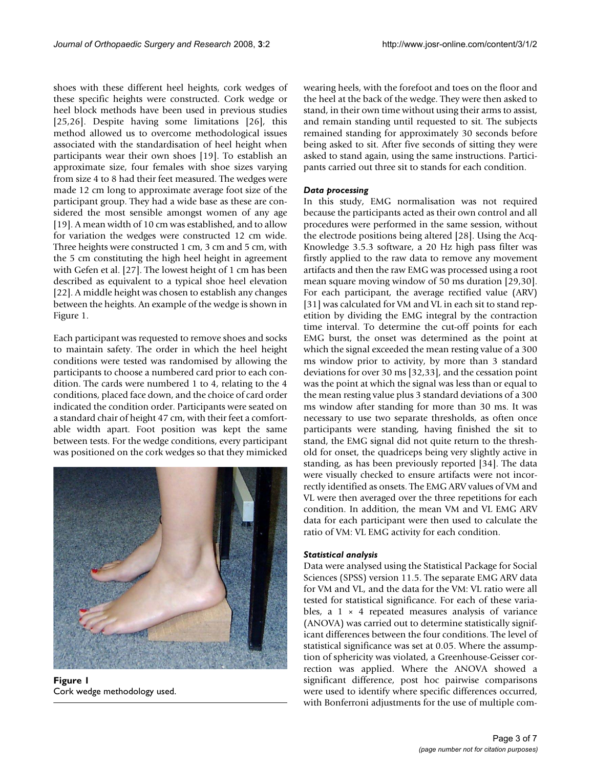shoes with these different heel heights, cork wedges of these specific heights were constructed. Cork wedge or heel block methods have been used in previous studies [25,26]. Despite having some limitations [26], this method allowed us to overcome methodological issues associated with the standardisation of heel height when participants wear their own shoes [19]. To establish an approximate size, four females with shoe sizes varying from size 4 to 8 had their feet measured. The wedges were made 12 cm long to approximate average foot size of the participant group. They had a wide base as these are considered the most sensible amongst women of any age [19]. A mean width of 10 cm was established, and to allow for variation the wedges were constructed 12 cm wide. Three heights were constructed 1 cm, 3 cm and 5 cm, with the 5 cm constituting the high heel height in agreement with Gefen et al. [27]. The lowest height of 1 cm has been described as equivalent to a typical shoe heel elevation [22]. A middle height was chosen to establish any changes between the heights. An example of the wedge is shown in Figure 1.

Each participant was requested to remove shoes and socks to maintain safety. The order in which the heel height conditions were tested was randomised by allowing the participants to choose a numbered card prior to each condition. The cards were numbered 1 to 4, relating to the 4 conditions, placed face down, and the choice of card order indicated the condition order. Participants were seated on a standard chair of height 47 cm, with their feet a comfortable width apart. Foot position was kept the same between tests. For the wedge conditions, every participant was positioned on the cork wedges so that they mimicked wearing heels, with the forefoot and toes on the floor and the heel at the back of the wedge. They were then asked to stand, in their own time without using their arms to assist, and remain standing until requested to sit. The subjects remained standing for approximately 30 seconds before being asked to sit. After five seconds of sitting they were asked to stand again, using the same instructions. Participants carried out three sit to stands for each condition.

**Figure 1**
Cork wedge methodology used.

### *Data processing*

In this study, EMG normalisation was not required because the participants acted as their own control and all procedures were performed in the same session, without the electrode positions being altered [28]. Using the AcqKnowledge 3.5.3 software, a 20 Hz high pass filter was firstly applied to the raw data to remove any movement artifacts and then the raw EMG was processed using a root mean square moving window of 50 ms duration [29,30]. For each participant, the average rectified value (ARV) [31] was calculated for VM and VL in each sit to stand repetition by dividing the EMG integral by the contraction time interval. To determine the cut-off points for each EMG burst, the onset was determined as the point at which the signal exceeded the mean resting value of a 300 ms window prior to activity, by more than 3 standard deviations for over 30 ms [32,33], and the cessation point was the point at which the signal was less than or equal to the mean resting value plus 3 standard deviations of a 300 ms window after standing for more than 30 ms. It was necessary to use two separate thresholds, as often once participants were standing, having finished the sit to stand, the EMG signal did not quite return to the threshold for onset, the quadriceps being very slightly active in standing, as has been previously reported [34]. The data were visually checked to ensure artifacts were not incorrectly identified as onsets. The EMG ARV values of VM and VL were then averaged over the three repetitions for each condition. In addition, the mean VM and VL EMG ARV data for each participant were then used to calculate the ratio of VM: VL EMG activity for each condition.

### *Statistical analysis*

Data were analysed using the Statistical Package for Social Sciences (SPSS) version 11.5. The separate EMG ARV data for VM and VL, and the data for the VM: VL ratio were all tested for statistical significance. For each of these variables, a $1 \times 4$ repeated measures analysis of variance (ANOVA) was carried out to determine statistically significant differences between the four conditions. The level of statistical significance was set at 0.05. Where the assumption of sphericity was violated, a Greenhouse-Geisser correction was applied. Where the ANOVA showed a significant difference, post hoc pairwise comparisons were used to identify where specific differences occurred, with Bonferroni adjustments for the use of multiple com-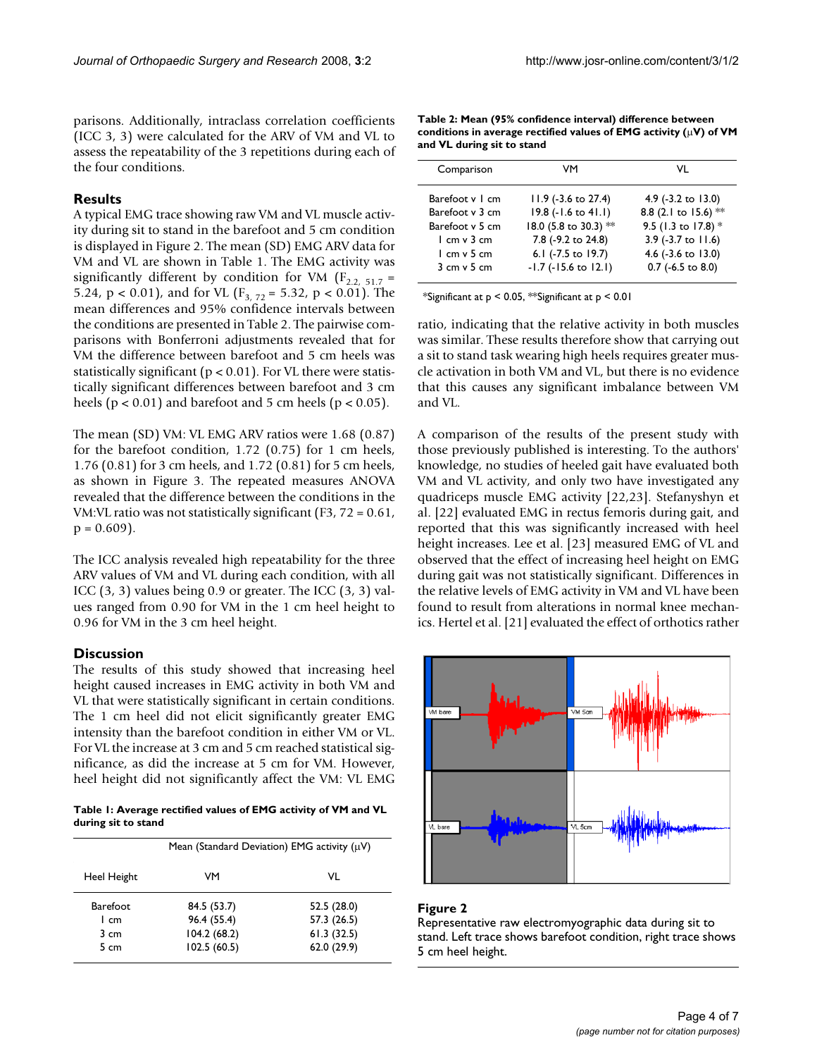parisons. Additionally, intraclass correlation coefficients (ICC 3, 3) were calculated for the ARV of VM and VL to assess the repeatability of the 3 repetitions during each of the four conditions.

## Results

A typical EMG trace showing raw VM and VL muscle activity during sit to stand in the barefoot and 5 cm condition is displayed in Figure 2. The mean (SD) EMG ARV data for VM and VL are shown in Table 1. The EMG activity was significantly different by condition for VM ($F_{2.2, 51.7}$ = 5.24, $p < 0.01$), and for VL ($F_{3, 72}$ = 5.32, $p < 0.01$). The mean differences and 95% confidence intervals between the conditions are presented in Table 2. The pairwise comparisons with Bonferroni adjustments revealed that for VM the difference between barefoot and 5 cm heels was statistically significant ($p < 0.01$). For VL there were statistically significant differences between barefoot and 3 cm heels ($p < 0.01$) and barefoot and 5 cm heels ($p < 0.05$).

The mean (SD) VM: VL EMG ARV ratios were 1.68 (0.87) for the barefoot condition, 1.72 (0.75) for 1 cm heels, 1.76 (0.81) for 3 cm heels, and 1.72 (0.81) for 5 cm heels, as shown in Figure 3. The repeated measures ANOVA revealed that the difference between the conditions in the VM:VL ratio was not statistically significant (F3, 72 = 0.61, p = 0.609).

The ICC analysis revealed high repeatability for the three ARV values of VM and VL during each condition, with all ICC (3, 3) values being 0.9 or greater. The ICC (3, 3) values ranged from 0.90 for VM in the 1 cm heel height to 0.96 for VM in the 3 cm heel height.

## Discussion

The results of this study showed that increasing heel height caused increases in EMG activity in both VM and VL that were statistically significant in certain conditions. The 1 cm heel did not elicit significantly greater EMG intensity than the barefoot condition in either VM or VL. For VL the increase at 3 cm and 5 cm reached statistical significance, as did the increase at 5 cm for VM. However, heel height did not significantly affect the VM: VL EMG ratio, indicating that the relative activity in both muscles was similar. These results therefore show that carrying out a sit to stand task wearing high heels requires greater muscle activation in both VM and VL, but there is no evidence that this causes any significant imbalance between VM and VL.

**Table 1: Average rectified values of EMG activity of VM and VL during sit to stand**

| Heel Height | Mean (Standard Deviation) EMG activity (μV) VM | VL |
|---|---|---|
| Barefoot | 84.5 (53.7) | 52.5 (28.0) |
| 1 cm | 96.4 (55.4) | 57.3 (26.5) |
| 3 cm | 104.2 (68.2) | 61.3 (32.5) |
| 5 cm | 102.5 (60.5) | 62.0 (29.9) |

**Table 2: Mean (95% confidence interval) difference between conditions in average rectified values of EMG activity (μV) of VM and VL during sit to stand**

| Comparison | VM | VL |
|---|---|---|
| Barefoot v 1 cm | 11.9 (-3.6 to 27.4) | 4.9 (-3.2 to 13.0) |
| Barefoot v 3 cm | 19.8 (-1.6 to 41.1) | 8.8 (2.1 to 15.6) ** |
| Barefoot v 5 cm | 18.0 (5.8 to 30.3) ** | 9.5 (1.3 to 17.8) * |
| 1 cm v 3 cm | 7.8 (-9.2 to 24.8) | 3.9 (-3.7 to 11.6) |
| 1 cm v 5 cm | 6.1 (-7.5 to 19.7) | 4.6 (-3.6 to 13.0) |
| 3 cm v 5 cm | -1.7 (-15.6 to 12.1) | 0.7 (-6.5 to 8.0) |

*Significant at p < 0.05, **Significant at p < 0.01

A comparison of the results of the present study with those previously published is interesting. To the authors' knowledge, no studies of heeled gait have evaluated both VM and VL activity, and only two have investigated any quadriceps muscle EMG activity [22,23]. Stefanyshyn et al. [22] evaluated EMG in rectus femoris during gait, and reported that this was significantly increased with heel height increases. Lee et al. [23] measured EMG of VL and observed that the effect of increasing heel height on EMG during gait was not statistically significant. Differences in the relative levels of EMG activity in VM and VL have been found to result from alterations in normal knee mechanics. Hertel et al. [21] evaluated the effect of orthotics rather

**Figure 2**
Representative raw electromyographic data during sit to stand. Left trace shows barefoot condition, right trace shows 5 cm heel height.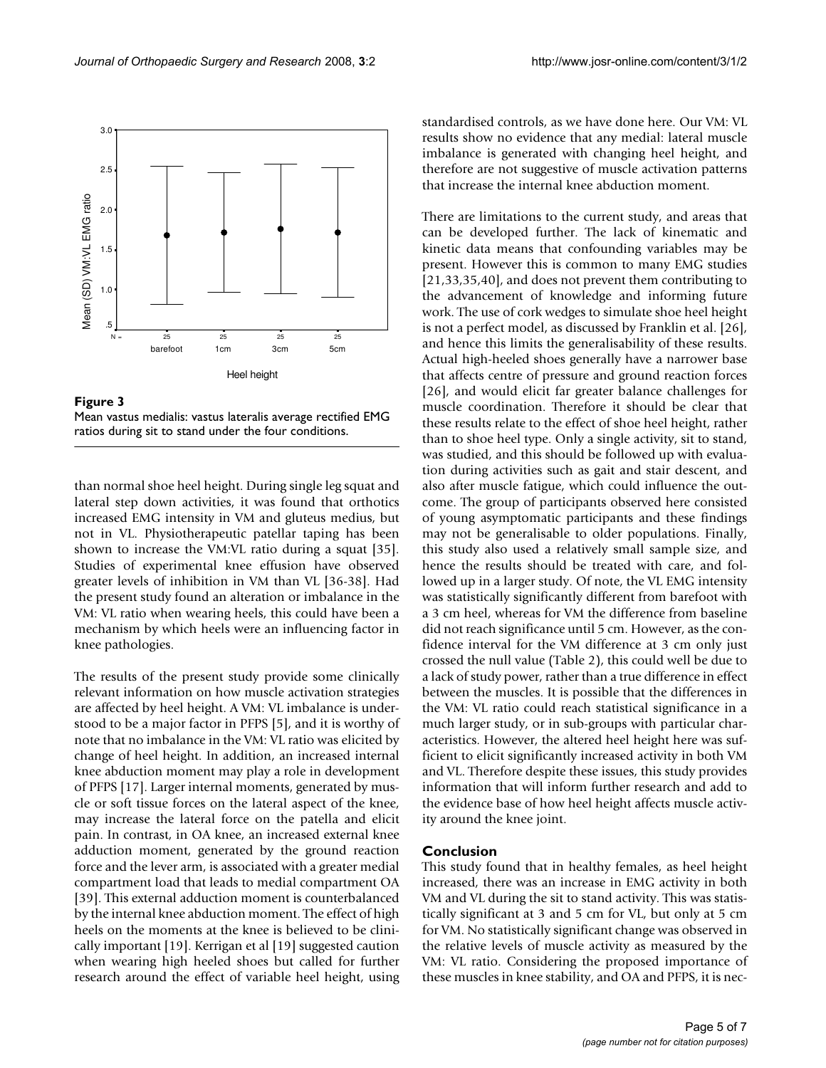3.0

2.5

2.0

1.5

1.0

.5

Mean (SD) VM:VL EMG ratio

N = 25 25 25 25

barefoot 1cm 3cm 5cm

Heel height

**Figure 3**

Mean vastus medialis: vastus lateralis average rectified EMG ratios during sit to stand under the four conditions.

than normal shoe heel height. During single leg squat and lateral step down activities, it was found that orthotics increased EMG intensity in VM and gluteus medius, but not in VL. Physiotherapeutic patellar taping has been shown to increase the VM:VL ratio during a squat [35]. Studies of experimental knee effusion have observed greater levels of inhibition in VM than VL [36-38]. Had the present study found an alteration or imbalance in the VM: VL ratio when wearing heels, this could have been a mechanism by which heels were an influencing factor in knee pathologies.

The results of the present study provide some clinically relevant information on how muscle activation strategies are affected by heel height. A VM: VL imbalance is understood to be a major factor in PFPS [5], and it is worthy of note that no imbalance in the VM: VL ratio was elicited by change of heel height. In addition, an increased internal knee abduction moment may play a role in development of PFPS [17]. Larger internal moments, generated by muscle or soft tissue forces on the lateral aspect of the knee, may increase the lateral force on the patella and elicit pain. In contrast, in OA knee, an increased external knee adduction moment, generated by the ground reaction force and the lever arm, is associated with a greater medial compartment load that leads to medial compartment OA [39]. This external adduction moment is counterbalanced by the internal knee abduction moment. The effect of high heels on the moments at the knee is believed to be clinically important [19]. Kerrigan et al [19] suggested caution when wearing high heeled shoes but called for further research around the effect of variable heel height, using standardised controls, as we have done here. Our VM: VL results show no evidence that any medial: lateral muscle imbalance is generated with changing heel height, and therefore are not suggestive of muscle activation patterns that increase the internal knee abduction moment.

There are limitations to the current study, and areas that can be developed further. The lack of kinematic and kinetic data means that confounding variables may be present. However this is common to many EMG studies [21,33,35,40], and does not prevent them contributing to the advancement of knowledge and informing future work. The use of cork wedges to simulate shoe heel height is not a perfect model, as discussed by Franklin et al. [26], and hence this limits the generalisability of these results. Actual high-heeled shoes generally have a narrower base that affects centre of pressure and ground reaction forces [26], and would elicit far greater balance challenges for muscle coordination. Therefore it should be clear that these results relate to the effect of shoe heel height, rather than to shoe heel type. Only a single activity, sit to stand, was studied, and this should be followed up with evaluation during activities such as gait and stair descent, and also after muscle fatigue, which could influence the outcome. The group of participants observed here consisted of young asymptomatic participants and these findings may not be generalisable to older populations. Finally, this study also used a relatively small sample size, and hence the results should be treated with care, and followed up in a larger study. Of note, the VL EMG intensity was statistically significantly different from barefoot with a 3 cm heel, whereas for VM the difference from baseline did not reach significance until 5 cm. However, as the confidence interval for the VM difference at 3 cm only just crossed the null value (Table 2), this could well be due to a lack of study power, rather than a true difference in effect between the muscles. It is possible that the differences in the VM: VL ratio could reach statistical significance in a much larger study, or in sub-groups with particular characteristics. However, the altered heel height here was sufficient to elicit significantly increased activity in both VM and VL. Therefore despite these issues, this study provides information that will inform further research and add to the evidence base of how heel height affects muscle activity around the knee joint.

## Conclusion

This study found that in healthy females, as heel height increased, there was an increase in EMG activity in both VM and VL during the sit to stand activity. This was statistically significant at 3 and 5 cm for VL, but only at 5 cm for VM. No statistically significant change was observed in the relative levels of muscle activity as measured by the VM: VL ratio. Considering the proposed importance of these muscles in knee stability, and OA and PFPS, it is nec-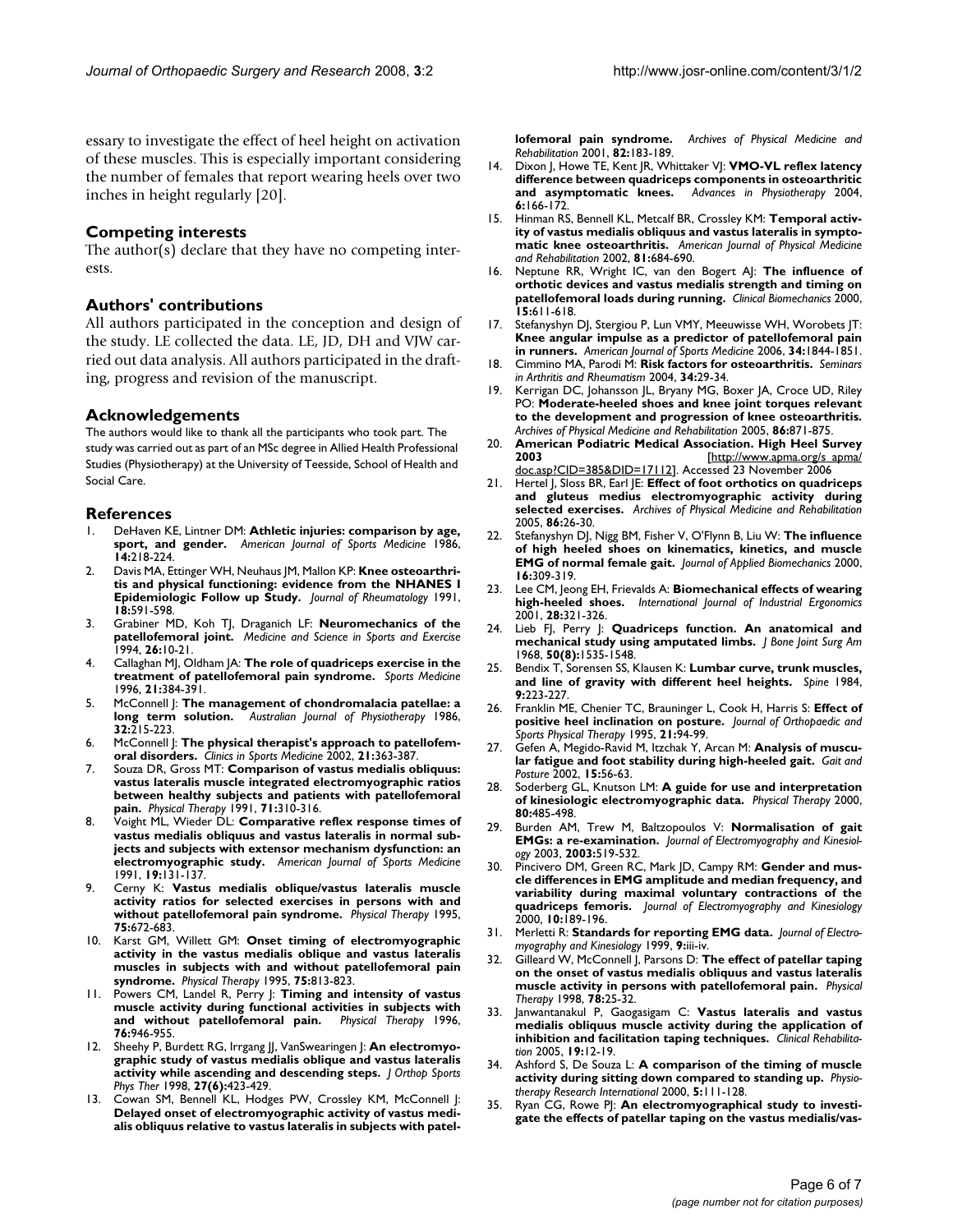essary to investigate the effect of heel height on activation of these muscles. This is especially important considering the number of females that report wearing heels over two inches in height regularly [20].

## Competing interests

The author(s) declare that they have no competing interests.

## Authors' contributions

All authors participated in the conception and design of the study. LE collected the data. LE, JD, DH and VJW carried out data analysis. All authors participated in the drafting, progress and revision of the manuscript.

## Acknowledgements

The authors would like to thank all the participants who took part. The study was carried out as part of an MSc degree in Allied Health Professional Studies (Physiotherapy) at the University of Teesside, School of Health and Social Care.

## References

1. DeHaven KE, Lintner DM: **Athletic injuries: comparison by age, sport, and gender.** *American Journal of Sports Medicine* 1986, **14:**218-224.
2. Davis MA, Ettinger WH, Neuhaus JM, Mallon KP: **Knee osteoarthritis and physical functioning: evidence from the NHANES I Epidemiologic Follow up Study.** *Journal of Rheumatology* 1991, **18:**591-598.
3. Grabiner MD, Koh TJ, Draganich LF: **Neuromechanics of the patellofemoral joint.** *Medicine and Science in Sports and Exercise* 1994, **26:**10-21.
4. Callaghan MJ, Oldham JA: **The role of quadriceps exercise in the treatment of patellofemoral pain syndrome.** *Sports Medicine* 1996, **21:**384-391.
5. McConnell J: **The management of chondromalacia patellae: a long term solution.** *Australian Journal of Physiotherapy* 1986, **32:**215-223.
6. McConnell J: **The physical therapist's approach to patellofemoral disorders.** *Clinics in Sports Medicine* 2002, **21:**363-387.
7. Souza DR, Gross MT: **Comparison of vastus medialis obliquus: vastus lateralis muscle integrated electromyographic ratios between healthy subjects and patients with patellofemoral pain.** *Physical Therapy* 1991, **71:**310-316.
8. Voight ML, Wieder DL: **Comparative reflex response times of vastus medialis obliquus and vastus lateralis in normal subjects and subjects with extensor mechanism dysfunction: an electromyographic study.** *American Journal of Sports Medicine* 1991, **19:**131-137.
9. Cerny K: **Vastus medialis oblique/vastus lateralis muscle activity ratios for selected exercises in persons with and without patellofemoral pain syndrome.** *Physical Therapy* 1995, **75:**672-683.
10. Karst GM, Willett GM: **Onset timing of electromyographic activity in the vastus medialis oblique and vastus lateralis muscles in subjects with and without patellofemoral pain syndrome.** *Physical Therapy* 1995, **75:**813-823.
11. Powers CM, Landel R, Perry J: **Timing and intensity of vastus muscle activity during functional activities in subjects with and without patellofemoral pain.** *Physical Therapy* 1996, **76:**946-955.
12. Sheehy P, Burdett RG, Irrgang JJ, VanSwearingen J: **An electromyographic study of vastus medialis oblique and vastus lateralis activity while ascending and descending steps.** *J Orthop Sports Phys Ther* 1998, **27(6):**423-429.
13. Cowan SM, Bennell KL, Hodges PW, Crossley KM, McConnell J: **Delayed onset of electromyographic activity of vastus medialis obliquus relative to vastus lateralis in subjects with patellofemoral pain syndrome.** *Archives of Physical Medicine and Rehabilitation* 2001, **82:**183-189.
14. Dixon J, Howe TE, Kent JR, Whittaker VJ: **VMO-VL reflex latency difference between quadriceps components in osteoarthritic and asymptomatic knees.** *Advances in Physiotherapy* 2004, **6:**166-172.
15. Hinman RS, Bennell KL, Metcalf BR, Crossley KM: **Temporal activity of vastus medialis obliquus and vastus lateralis in symptomatic knee osteoarthritis.** *American Journal of Physical Medicine and Rehabilitation* 2002, **81:**684-690.
16. Neptune RR, Wright IC, van den Bogert AJ: **The influence of orthotic devices and vastus medialis strength and timing on patellofemoral loads during running.** *Clinical Biomechanics* 2000, **15:**611-618.
17. Stefanyshyn DJ, Stergiou P, Lun VMY, Meeuwisse WH, Worobets JT: **Knee angular impulse as a predictor of patellofemoral pain in runners.** *American Journal of Sports Medicine* 2006, **34:**1844-1851.
18. Cimmino MA, Parodi M: **Risk factors for osteoarthritis.** *Seminars in Arthritis and Rheumatism* 2004, **34:**29-34.
19. Kerrigan DC, Johansson JL, Bryany MG, Boxer JA, Croce UD, Riley PO: **Moderate-heeled shoes and knee joint torques relevant to the development and progression of knee osteoarthritis.** *Archives of Physical Medicine and Rehabilitation* 2005, **86:**871-875.
20. **American Podiatric Medical Association. High Heel Survey 2003** [http://www.apma.org/s_apma/doc.asp?CID=385&DID=17112]. Accessed 23 November 2006
21. Hertel J, Sloss BR, Earl JE: **Effect of foot orthotics on quadriceps and gluteus medius electromyographic activity during selected exercises.** *Archives of Physical Medicine and Rehabilitation* 2005, **86:**26-30.
22. Stefanyshyn DJ, Nigg BM, Fisher V, O'Flynn B, Liu W: **The influence of high heeled shoes on kinematics, kinetics, and muscle EMG of normal female gait.** *Journal of Applied Biomechanics* 2000, **16:**309-319.
23. Lee CM, Jeong EH, Frievalds A: **Biomechanical effects of wearing high-heeled shoes.** *International Journal of Industrial Ergonomics* 2001, **28:**321-326.
24. Lieb FJ, Perry J: **Quadriceps function. An anatomical and mechanical study using amputated limbs.** *J Bone Joint Surg Am* 1968, **50(8):**1535-1548.
25. Bendix T, Sorensen SS, Klausen K: **Lumbar curve, trunk muscles, and line of gravity with different heel heights.** *Spine* 1984, **9:**223-227.
26. Franklin ME, Chenier TC, Brauninger L, Cook H, Harris S: **Effect of positive heel inclination on posture.** *Journal of Orthopaedic and Sports Physical Therapy* 1995, **21:**94-99.
27. Gefen A, Megido-Ravid M, Itzchak Y, Arcan M: **Analysis of muscular fatigue and foot stability during high-heeled gait.** *Gait and Posture* 2002, **15:**56-63.
28. Soderberg GL, Knutson LM: **A guide for use and interpretation of kinesiologic electromyographic data.** *Physical Therapy* 2000, **80:**485-498.
29. Burden AM, Trew M, Baltzopoulos V: **Normalisation of gait EMGs: a re-examination.** *Journal of Electromyography and Kinesiology* 2003, **2003:**519-532.
30. Pincivero DM, Green RC, Mark JD, Campy RM: **Gender and muscle differences in EMG amplitude and median frequency, and variability during maximal voluntary contractions of the quadriceps femoris.** *Journal of Electromyography and Kinesiology* 2000, **10:**189-196.
31. Merletti R: **Standards for reporting EMG data.** *Journal of Electromyography and Kinesiology* 1999, **9:**iii-iv.
32. Gilleard W, McConnell J, Parsons D: **The effect of patellar taping on the onset of vastus medialis obliquus and vastus lateralis muscle activity in persons with patellofemoral pain.** *Physical Therapy* 1998, **78:**25-32.
33. Janwantanakul P, Gaogasigam C: **Vastus lateralis and vastus medialis obliquus muscle activity during the application of inhibition and facilitation taping techniques.** *Clinical Rehabilitation* 2005, **19:**12-19.
34. Ashford S, De Souza L: **A comparison of the timing of muscle activity during sitting down compared to standing up.** *Physiotherapy Research International* 2000, **5:**111-128.
35. Ryan CG, Rowe PJ: **An electromyographical study to investigate the effects of patellar taping on the vastus medialis/vas-**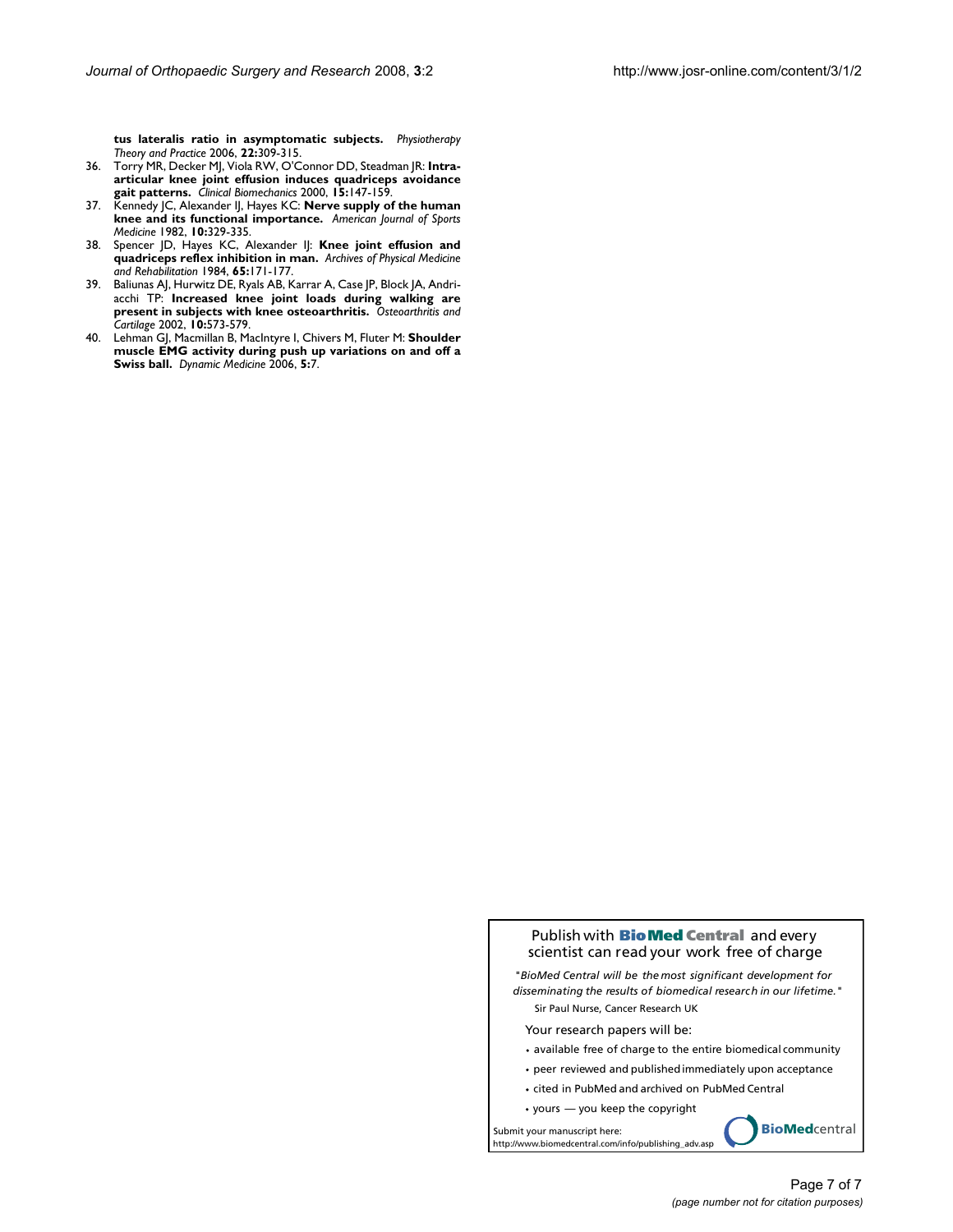tus lateralis ratio in asymptomatic subjects.** *Physiotherapy Theory and Practice* 2006, **22:**309-315.

36. Torry MR, Decker MJ, Viola RW, O'Connor DD, Steadman JR: **Intra-articular knee joint effusion induces quadriceps avoidance gait patterns.** *Clinical Biomechanics* 2000, **15:**147-159.
37. Kennedy JC, Alexander IJ, Hayes KC: **Nerve supply of the human knee and its functional importance.** *American Journal of Sports Medicine* 1982, **10:**329-335.
38. Spencer JD, Hayes KC, Alexander IJ: **Knee joint effusion and quadriceps reflex inhibition in man.** *Archives of Physical Medicine and Rehabilitation* 1984, **65:**171-177.
39. Baliunas AJ, Hurwitz DE, Ryals AB, Karrar A, Case JP, Block JA, Andriacchi TP: **Increased knee joint loads during walking are present in subjects with knee osteoarthritis.** *Osteoarthritis and Cartilage* 2002, **10:**573-579.
40. Lehman GJ, Macmillan B, MacIntyre I, Chivers M, Fluter M: **Shoulder muscle EMG activity during push up variations on and off a Swiss ball.** *Dynamic Medicine* 2006, **5:**7.

Publish with **BioMed Central** and every scientist can read your work free of charge

*"BioMed Central will be the most significant development for disseminating the results of biomedical research in our lifetime."*

Sir Paul Nurse, Cancer Research UK

Your research papers will be:

- available free of charge to the entire biomedical community
- peer reviewed and published immediately upon acceptance
- cited in PubMed and archived on PubMed Central
- yours — you keep the copyright

Submit your manuscript here:
http://www.biomedcentral.com/info/publishing_adv.asp

**BioMed**central